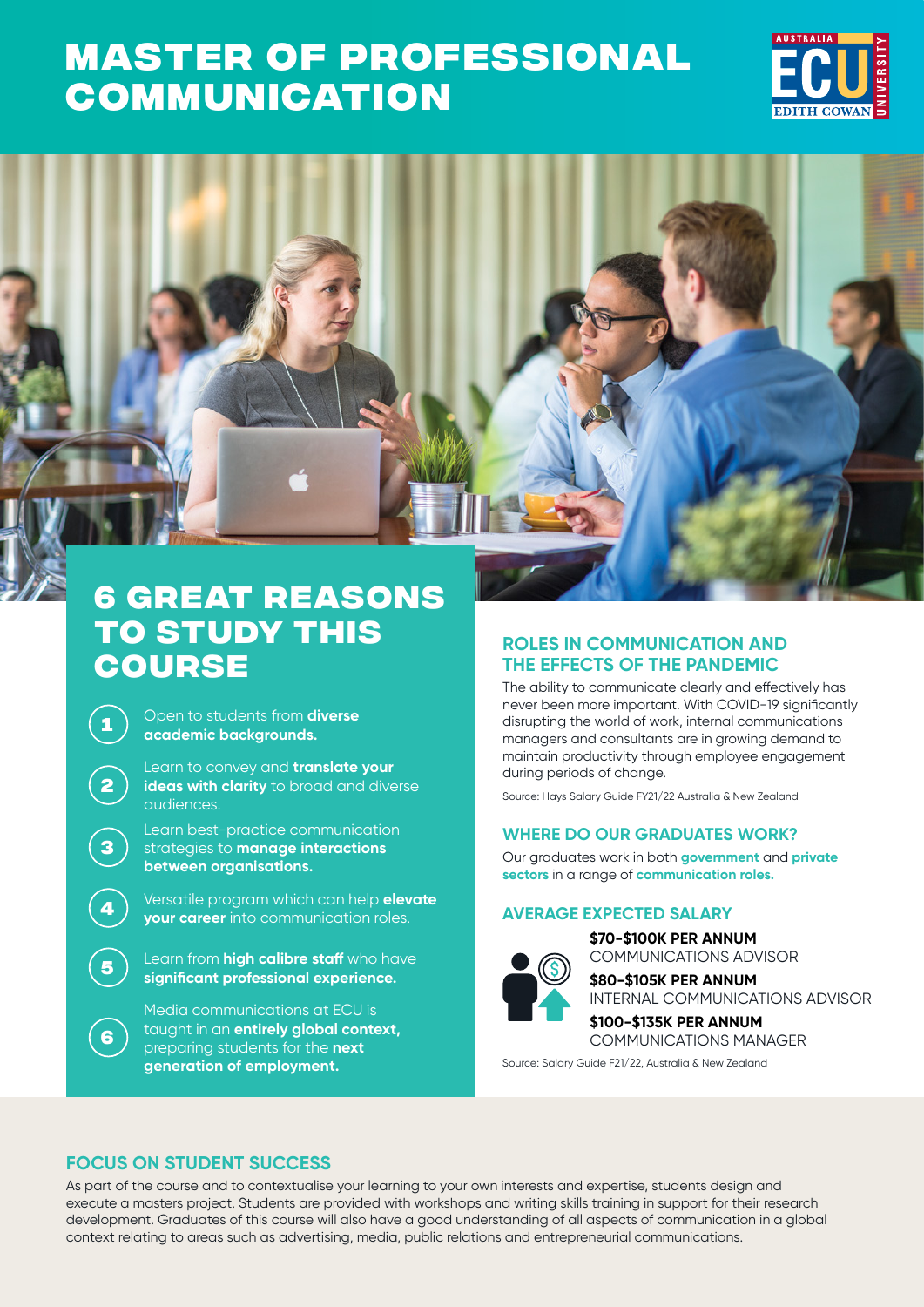# MASTER OF PROFESSIONAL COMMUNICATION

## 6 GREAT REASONS TO STUDY THIS COURSE

1. Open to students from **diverse academic backgrounds.**
2. Learn to convey and **translate your ideas with clarity** to broad and diverse audiences.
3. Learn best-practice communication strategies to **manage interactions between organisations.**
4. Versatile program which can help **elevate your career** into communication roles.
5. Learn from **high calibre staff** who have **significant professional experience.**
6. Media communications at ECU is taught in an **entirely global context,** preparing students for the **next generation of employment.**

## ROLES IN COMMUNICATION AND THE EFFECTS OF THE PANDEMIC

The ability to communicate clearly and effectively has never been more important. With COVID-19 significantly disrupting the world of work, internal communications managers and consultants are in growing demand to maintain productivity through employee engagement during periods of change.

Source: Hays Salary Guide FY21/22 Australia & New Zealand

## WHERE DO OUR GRADUATES WORK?

Our graduates work in both **government** and **private sectors** in a range of **communication roles.**

## AVERAGE EXPECTED SALARY

**$70-$100K PER ANNUM**
COMMUNICATIONS ADVISOR

**$80-$105K PER ANNUM**
INTERNAL COMMUNICATIONS ADVISOR

**$100-$135K PER ANNUM**
COMMUNICATIONS MANAGER

Source: Salary Guide F21/22, Australia & New Zealand

## FOCUS ON STUDENT SUCCESS

As part of the course and to contextualise your learning to your own interests and expertise, students design and execute a masters project. Students are provided with workshops and writing skills training in support for their research development. Graduates of this course will also have a good understanding of all aspects of communication in a global context relating to areas such as advertising, media, public relations and entrepreneurial communications.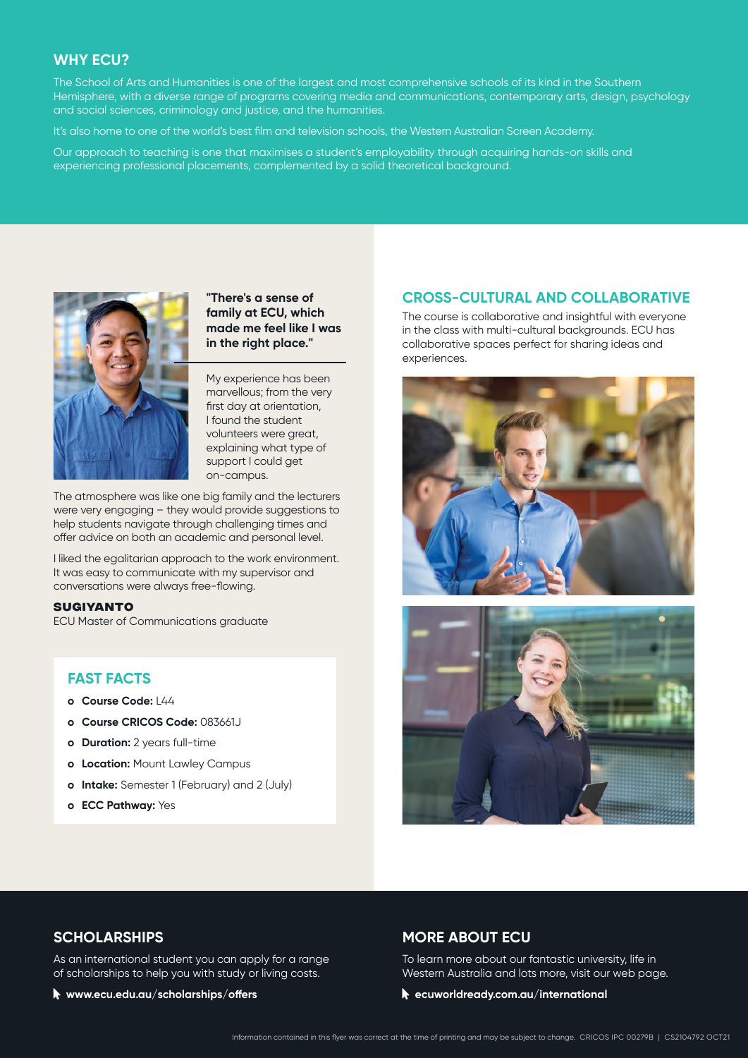## WHY ECU?

The School of Arts and Humanities is one of the largest and most comprehensive schools of its kind in the Southern Hemisphere, with a diverse range of programs covering media and communications, contemporary arts, design, psychology and social sciences, criminology and justice, and the humanities.

It's also home to one of the world's best film and television schools, the Western Australian Screen Academy.

Our approach to teaching is one that maximises a student's employability through acquiring hands-on skills and experiencing professional placements, complemented by a solid theoretical background.

**"There's a sense of family at ECU, which made me feel like I was in the right place."**

My experience has been marvellous; from the very first day at orientation, I found the student volunteers were great, explaining what type of support I could get on-campus.

The atmosphere was like one big family and the lecturers were very engaging – they would provide suggestions to help students navigate through challenging times and offer advice on both an academic and personal level.

I liked the egalitarian approach to the work environment. It was easy to communicate with my supervisor and conversations were always free-flowing.

**SUGIYANTO**
ECU Master of Communications graduate

### FAST FACTS

- **Course Code:** L44
- **Course CRICOS Code:** 083661J
- **Duration:** 2 years full-time
- **Location:** Mount Lawley Campus
- **Intake:** Semester 1 (February) and 2 (July)
- **ECC Pathway:** Yes

## CROSS-CULTURAL AND COLLABORATIVE

The course is collaborative and insightful with everyone in the class with multi-cultural backgrounds. ECU has collaborative spaces perfect for sharing ideas and experiences.

## SCHOLARSHIPS

As an international student you can apply for a range of scholarships to help you with study or living costs.

**www.ecu.edu.au/scholarships/offers**

## MORE ABOUT ECU

To learn more about our fantastic university, life in Western Australia and lots more, visit our web page.

**ecuworldready.com.au/international**

Information contained in this flyer was correct at the time of printing and may be subject to change. CRICOS IPC 00279B | CS2104792 OCT21